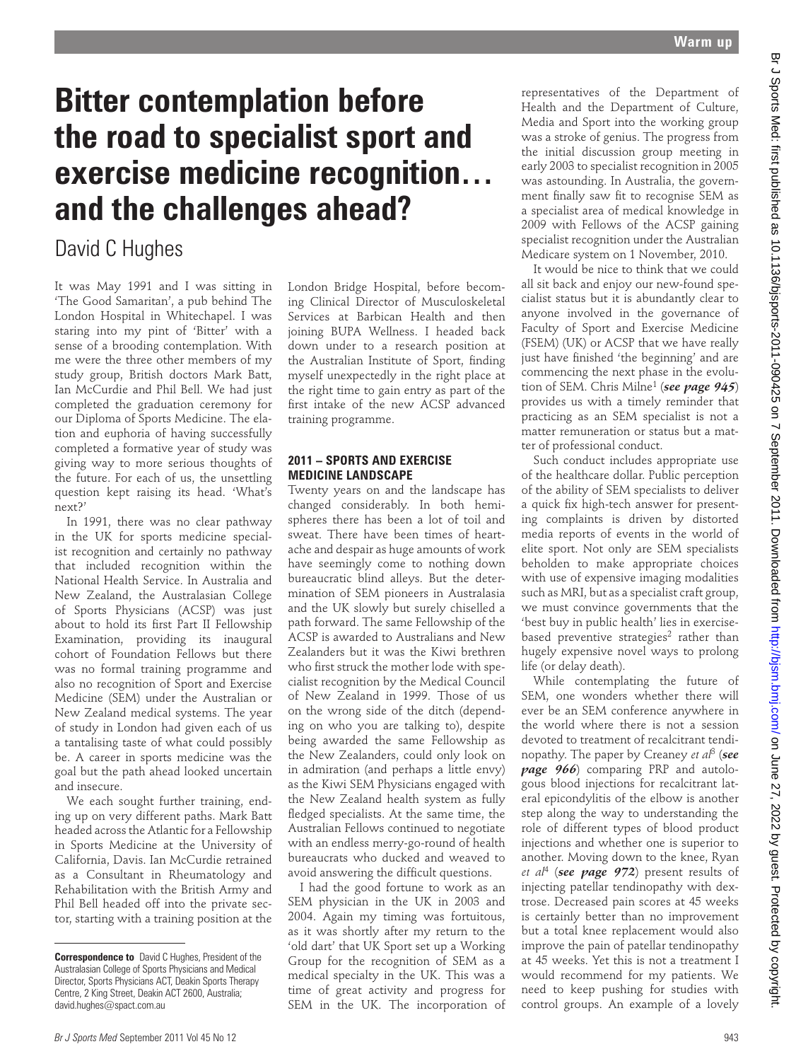# Bitter contemplation before the road to specialist sport and exercise medicine recognition… and the challenges ahead?

David C Hughes

It was May 1991 and I was sitting in 'The Good Samaritan', a pub behind The London Hospital in Whitechapel. I was staring into my pint of 'Bitter' with a sense of a brooding contemplation. With me were the three other members of my study group, British doctors Mark Batt, Ian McCurdie and Phil Bell. We had just completed the graduation ceremony for our Diploma of Sports Medicine. The elation and euphoria of having successfully completed a formative year of study was giving way to more serious thoughts of the future. For each of us, the unsettling question kept raising its head. 'What's next?'

In 1991, there was no clear pathway in the UK for sports medicine specialist recognition and certainly no pathway that included recognition within the National Health Service. In Australia and New Zealand, the Australasian College of Sports Physicians (ACSP) was just about to hold its first Part II Fellowship Examination, providing its inaugural cohort of Foundation Fellows but there was no formal training programme and also no recognition of Sport and Exercise Medicine (SEM) under the Australian or New Zealand medical systems. The year of study in London had given each of us a tantalising taste of what could possibly be. A career in sports medicine was the goal but the path ahead looked uncertain and insecure.

We each sought further training, ending up on very different paths. Mark Batt headed across the Atlantic for a Fellowship in Sports Medicine at the University of California, Davis. Ian McCurdie retrained as a Consultant in Rheumatology and Rehabilitation with the British Army and Phil Bell headed off into the private sector, starting with a training position at the London Bridge Hospital, before becoming Clinical Director of Musculoskeletal Services at Barbican Health and then joining BUPA Wellness. I headed back down under to a research position at the Australian Institute of Sport, finding myself unexpectedly in the right place at the right time to gain entry as part of the first intake of the new ACSP advanced training programme.

## 2011 – SPORTS AND EXERCISE MEDICINE LANDSCAPE

Twenty years on and the landscape has changed considerably. In both hemispheres there has been a lot of toil and sweat. There have been times of heartache and despair as huge amounts of work have seemingly come to nothing down bureaucratic blind alleys. But the determination of SEM pioneers in Australasia and the UK slowly but surely chiselled a path forward. The same Fellowship of the ACSP is awarded to Australians and New Zealanders but it was the Kiwi brethren who first struck the mother lode with specialist recognition by the Medical Council of New Zealand in 1999. Those of us on the wrong side of the ditch (depending on who you are talking to), despite being awarded the same Fellowship as the New Zealanders, could only look on in admiration (and perhaps a little envy) as the Kiwi SEM Physicians engaged with the New Zealand health system as fully fledged specialists. At the same time, the Australian Fellows continued to negotiate with an endless merry-go-round of health bureaucrats who ducked and weaved to avoid answering the difficult questions.

I had the good fortune to work as an SEM physician in the UK in 2003 and 2004. Again my timing was fortuitous, as it was shortly after my return to the 'old dart' that UK Sport set up a Working Group for the recognition of SEM as a medical specialty in the UK. This was a time of great activity and progress for SEM in the UK. The incorporation of representatives of the Department of Health and the Department of Culture, Media and Sport into the working group was a stroke of genius. The progress from the initial discussion group meeting in early 2003 to specialist recognition in 2005 was astounding. In Australia, the government finally saw fit to recognise SEM as a specialist area of medical knowledge in 2009 with Fellows of the ACSP gaining specialist recognition under the Australian Medicare system on 1 November, 2010.

It would be nice to think that we could all sit back and enjoy our new-found specialist status but it is abundantly clear to anyone involved in the governance of Faculty of Sport and Exercise Medicine (FSEM) (UK) or ACSP that we have really just have finished 'the beginning' and are commencing the next phase in the evolution of SEM. Chris Milne[1] (***see page 945***) provides us with a timely reminder that practicing as an SEM specialist is not a matter remuneration or status but a matter of professional conduct.

Such conduct includes appropriate use of the healthcare dollar. Public perception of the ability of SEM specialists to deliver a quick fix high-tech answer for presenting complaints is driven by distorted media reports of events in the world of elite sport. Not only are SEM specialists beholden to make appropriate choices with use of expensive imaging modalities such as MRI, but as a specialist craft group, we must convince governments that the 'best buy in public health' lies in exercise-based preventive strategies[2] rather than hugely expensive novel ways to prolong life (or delay death).

While contemplating the future of SEM, one wonders whether there will ever be an SEM conference anywhere in the world where there is not a session devoted to treatment of recalcitrant tendinopathy. The paper by Creaney *et al*[3] (***see page 966***) comparing PRP and autologous blood injections for recalcitrant lateral epicondylitis of the elbow is another step along the way to understanding the role of different types of blood product injections and whether one is superior to another. Moving down to the knee, Ryan *et al*[4] (***see page 972***) present results of injecting patellar tendinopathy with dextrose. Decreased pain scores at 45 weeks is certainly better than no improvement but a total knee replacement would also improve the pain of patellar tendinopathy at 45 weeks. Yet this is not a treatment I would recommend for my patients. We need to keep pushing for studies with control groups. An example of a lovely

**Correspondence to** David C Hughes, President of the Australasian College of Sports Physicians and Medical Director, Sports Physicians ACT, Deakin Sports Therapy Centre, 2 King Street, Deakin ACT 2600, Australia; david.hughes@spact.com.au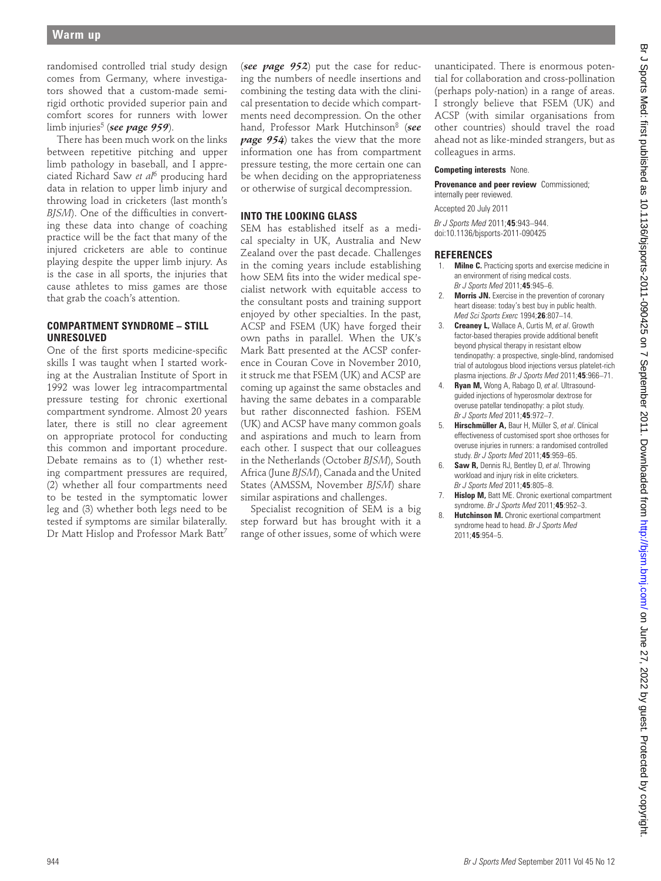randomised controlled trial study design comes from Germany, where investigators showed that a custom-made semi-rigid orthotic provided superior pain and comfort scores for runners with lower limb injuries[5] (***see page 959***).

There has been much work on the links between repetitive pitching and upper limb pathology in baseball, and I appreciated Richard Saw *et al*[6] producing hard data in relation to upper limb injury and throwing load in cricketers (last month's *BJSM*). One of the difficulties in converting these data into change of coaching practice will be the fact that many of the injured cricketers are able to continue playing despite the upper limb injury. As is the case in all sports, the injuries that cause athletes to miss games are those that grab the coach's attention.

## COMPARTMENT SYNDROME – STILL UNRESOLVED

One of the first sports medicine-specific skills I was taught when I started working at the Australian Institute of Sport in 1992 was lower leg intracompartmental pressure testing for chronic exertional compartment syndrome. Almost 20 years later, there is still no clear agreement on appropriate protocol for conducting this common and important procedure. Debate remains as to (1) whether resting compartment pressures are required, (2) whether all four compartments need to be tested in the symptomatic lower leg and (3) whether both legs need to be tested if symptoms are similar bilaterally. Dr Matt Hislop and Professor Mark Batt[7] (***see page 952***) put the case for reducing the numbers of needle insertions and combining the testing data with the clinical presentation to decide which compartments need decompression. On the other hand, Professor Mark Hutchinson[8] (***see page 954***) takes the view that the more information one has from compartment pressure testing, the more certain one can be when deciding on the appropriateness or otherwise of surgical decompression.

## INTO THE LOOKING GLASS

SEM has established itself as a medical specialty in UK, Australia and New Zealand over the past decade. Challenges in the coming years include establishing how SEM fits into the wider medical specialist network with equitable access to the consultant posts and training support enjoyed by other specialties. In the past, ACSP and FSEM (UK) have forged their own paths in parallel. When the UK's Mark Batt presented at the ACSP conference in Couran Cove in November 2010, it struck me that FSEM (UK) and ACSP are coming up against the same obstacles and having the same debates in a comparable but rather disconnected fashion. FSEM (UK) and ACSP have many common goals and aspirations and much to learn from each other. I suspect that our colleagues in the Netherlands (October *BJSM*), South Africa (June *BJSM*), Canada and the United States (AMSSM, November *BJSM*) share similar aspirations and challenges.

Specialist recognition of SEM is a big step forward but has brought with it a range of other issues, some of which were unanticipated. There is enormous potential for collaboration and cross-pollination (perhaps poly-nation) in a range of areas. I strongly believe that FSEM (UK) and ACSP (with similar organisations from other countries) should travel the road ahead not as like-minded strangers, but as colleagues in arms.

**Competing interests** None.

**Provenance and peer review** Commissioned; internally peer reviewed.

Accepted 20 July 2011

*Br J Sports Med* 2011;**45**:943–944.
doi:10.1136/bjsports-2011-090425

## REFERENCES

1. **Milne C.** Practicing sports and exercise medicine in an environment of rising medical costs. *Br J Sports Med* 2011;**45**:945–6.
2. **Morris JN.** Exercise in the prevention of coronary heart disease: today's best buy in public health. *Med Sci Sports Exerc* 1994;**26**:807–14.
3. **Creaney L,** Wallace A, Curtis M, *et al*. Growth factor-based therapies provide additional benefit beyond physical therapy in resistant elbow tendinopathy: a prospective, single-blind, randomised trial of autologous blood injections versus platelet-rich plasma injections. *Br J Sports Med* 2011;**45**:966–71.
4. **Ryan M,** Wong A, Rabago D, *et al*. Ultrasound-guided injections of hyperosmolar dextrose for overuse patellar tendinopathy: a pilot study. *Br J Sports Med* 2011;**45**:972–7.
5. **Hirschmüller A,** Baur H, Müller S, *et al*. Clinical effectiveness of customised sport shoe orthoses for overuse injuries in runners: a randomised controlled study. *Br J Sports Med* 2011;**45**:959–65.
6. **Saw R,** Dennis RJ, Bentley D, *et al*. Throwing workload and injury risk in elite cricketers. *Br J Sports Med* 2011;**45**:805–8.
7. **Hislop M,** Batt ME. Chronic exertional compartment syndrome. *Br J Sports Med* 2011;**45**:952–3.
8. **Hutchinson M.** Chronic exertional compartment syndrome head to head. *Br J Sports Med* 2011;**45**:954–5.